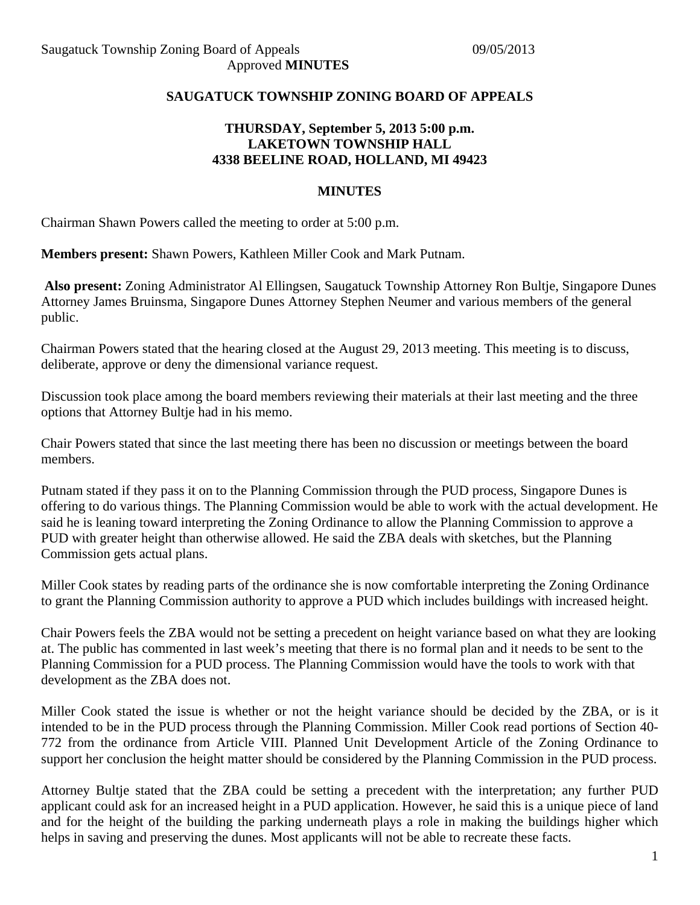# SAUGATUCK TOWNSHIP ZONING BOARD OF APPEALS

### THURSDAY, September 5, 2013 5:00 p.m.
### LAKETOWN TOWNSHIP HALL
### 4338 BEELINE ROAD, HOLLAND, MI 49423

## MINUTES

Chairman Shawn Powers called the meeting to order at 5:00 p.m.

**Members present:** Shawn Powers, Kathleen Miller Cook and Mark Putnam.

**Also present:** Zoning Administrator Al Ellingsen, Saugatuck Township Attorney Ron Bultje, Singapore Dunes Attorney James Bruinsma, Singapore Dunes Attorney Stephen Neumer and various members of the general public.

Chairman Powers stated that the hearing closed at the August 29, 2013 meeting. This meeting is to discuss, deliberate, approve or deny the dimensional variance request.

Discussion took place among the board members reviewing their materials at their last meeting and the three options that Attorney Bultje had in his memo.

Chair Powers stated that since the last meeting there has been no discussion or meetings between the board members.

Putnam stated if they pass it on to the Planning Commission through the PUD process, Singapore Dunes is offering to do various things. The Planning Commission would be able to work with the actual development. He said he is leaning toward interpreting the Zoning Ordinance to allow the Planning Commission to approve a PUD with greater height than otherwise allowed. He said the ZBA deals with sketches, but the Planning Commission gets actual plans.

Miller Cook states by reading parts of the ordinance she is now comfortable interpreting the Zoning Ordinance to grant the Planning Commission authority to approve a PUD which includes buildings with increased height.

Chair Powers feels the ZBA would not be setting a precedent on height variance based on what they are looking at. The public has commented in last week's meeting that there is no formal plan and it needs to be sent to the Planning Commission for a PUD process. The Planning Commission would have the tools to work with that development as the ZBA does not.

Miller Cook stated the issue is whether or not the height variance should be decided by the ZBA, or is it intended to be in the PUD process through the Planning Commission. Miller Cook read portions of Section 40-772 from the ordinance from Article VIII. Planned Unit Development Article of the Zoning Ordinance to support her conclusion the height matter should be considered by the Planning Commission in the PUD process.

Attorney Bultje stated that the ZBA could be setting a precedent with the interpretation; any further PUD applicant could ask for an increased height in a PUD application. However, he said this is a unique piece of land and for the height of the building the parking underneath plays a role in making the buildings higher which helps in saving and preserving the dunes. Most applicants will not be able to recreate these facts.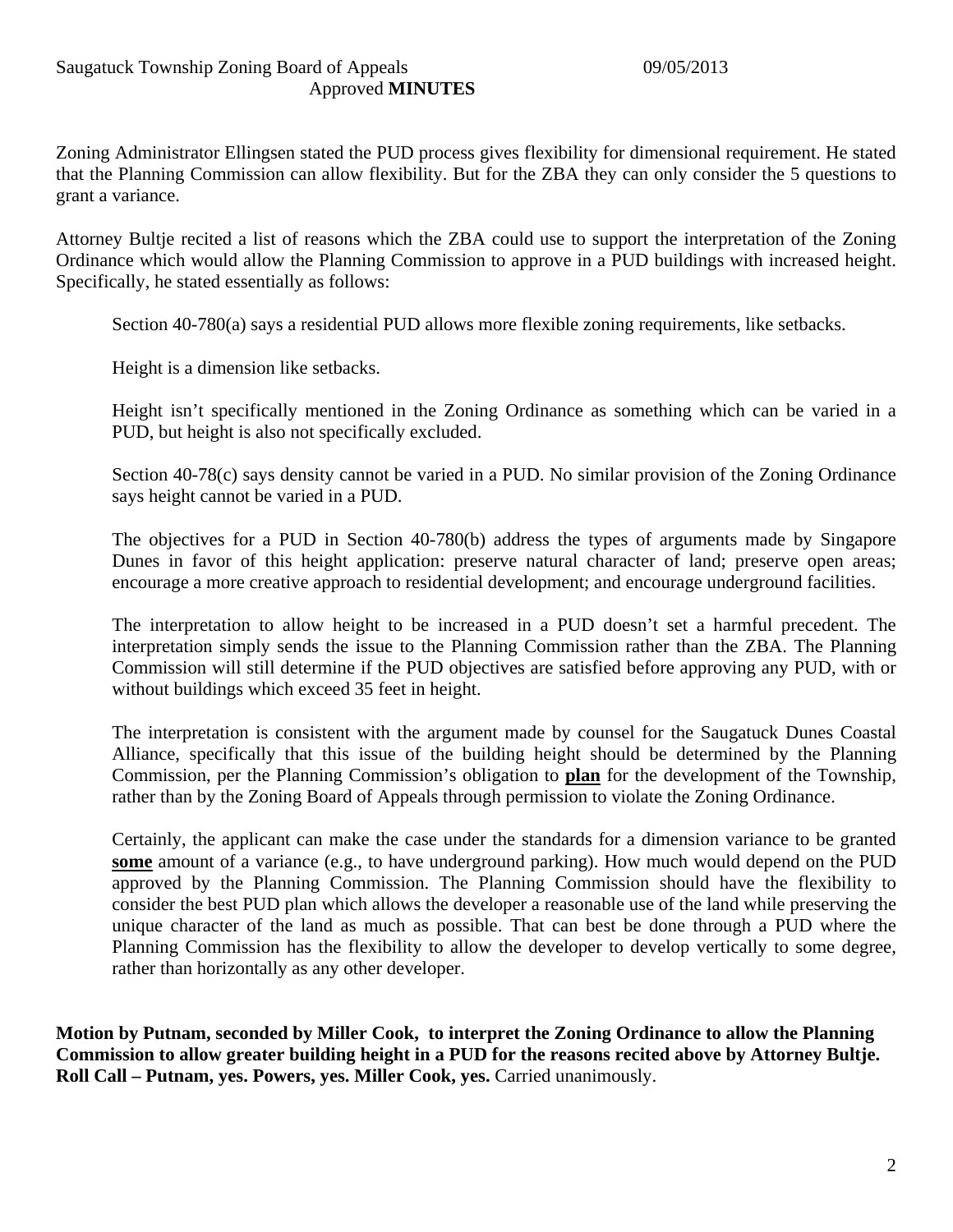Zoning Administrator Ellingsen stated the PUD process gives flexibility for dimensional requirement. He stated that the Planning Commission can allow flexibility. But for the ZBA they can only consider the 5 questions to grant a variance.

Attorney Bultje recited a list of reasons which the ZBA could use to support the interpretation of the Zoning Ordinance which would allow the Planning Commission to approve in a PUD buildings with increased height. Specifically, he stated essentially as follows:

> Section 40-780(a) says a residential PUD allows more flexible zoning requirements, like setbacks.
>
> Height is a dimension like setbacks.
>
> Height isn't specifically mentioned in the Zoning Ordinance as something which can be varied in a PUD, but height is also not specifically excluded.
>
> Section 40-78(c) says density cannot be varied in a PUD. No similar provision of the Zoning Ordinance says height cannot be varied in a PUD.
>
> The objectives for a PUD in Section 40-780(b) address the types of arguments made by Singapore Dunes in favor of this height application: preserve natural character of land; preserve open areas; encourage a more creative approach to residential development; and encourage underground facilities.
>
> The interpretation to allow height to be increased in a PUD doesn't set a harmful precedent. The interpretation simply sends the issue to the Planning Commission rather than the ZBA. The Planning Commission will still determine if the PUD objectives are satisfied before approving any PUD, with or without buildings which exceed 35 feet in height.
>
> The interpretation is consistent with the argument made by counsel for the Saugatuck Dunes Coastal Alliance, specifically that this issue of the building height should be determined by the Planning Commission, per the Planning Commission's obligation to **plan** for the development of the Township, rather than by the Zoning Board of Appeals through permission to violate the Zoning Ordinance.
>
> Certainly, the applicant can make the case under the standards for a dimension variance to be granted **some** amount of a variance (e.g., to have underground parking). How much would depend on the PUD approved by the Planning Commission. The Planning Commission should have the flexibility to consider the best PUD plan which allows the developer a reasonable use of the land while preserving the unique character of the land as much as possible. That can best be done through a PUD where the Planning Commission has the flexibility to allow the developer to develop vertically to some degree, rather than horizontally as any other developer.

**Motion by Putnam, seconded by Miller Cook, to interpret the Zoning Ordinance to allow the Planning Commission to allow greater building height in a PUD for the reasons recited above by Attorney Bultje. Roll Call – Putnam, yes. Powers, yes. Miller Cook, yes.** Carried unanimously.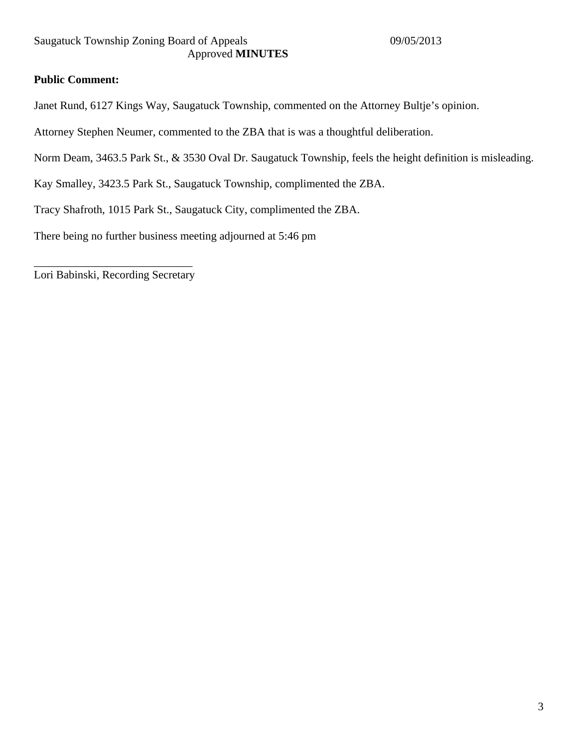**Public Comment:**

Janet Rund, 6127 Kings Way, Saugatuck Township, commented on the Attorney Bultje's opinion.

Attorney Stephen Neumer, commented to the ZBA that is was a thoughtful deliberation.

Norm Deam, 3463.5 Park St., & 3530 Oval Dr. Saugatuck Township, feels the height definition is misleading.

Kay Smalley, 3423.5 Park St., Saugatuck Township, complimented the ZBA.

Tracy Shafroth, 1015 Park St., Saugatuck City, complimented the ZBA.

There being no further business meeting adjourned at 5:46 pm

\_\_\_\_\_\_\_\_\_\_\_\_\_\_\_\_\_\_\_\_\_\_\_\_\_\_\_\_

Lori Babinski, Recording Secretary